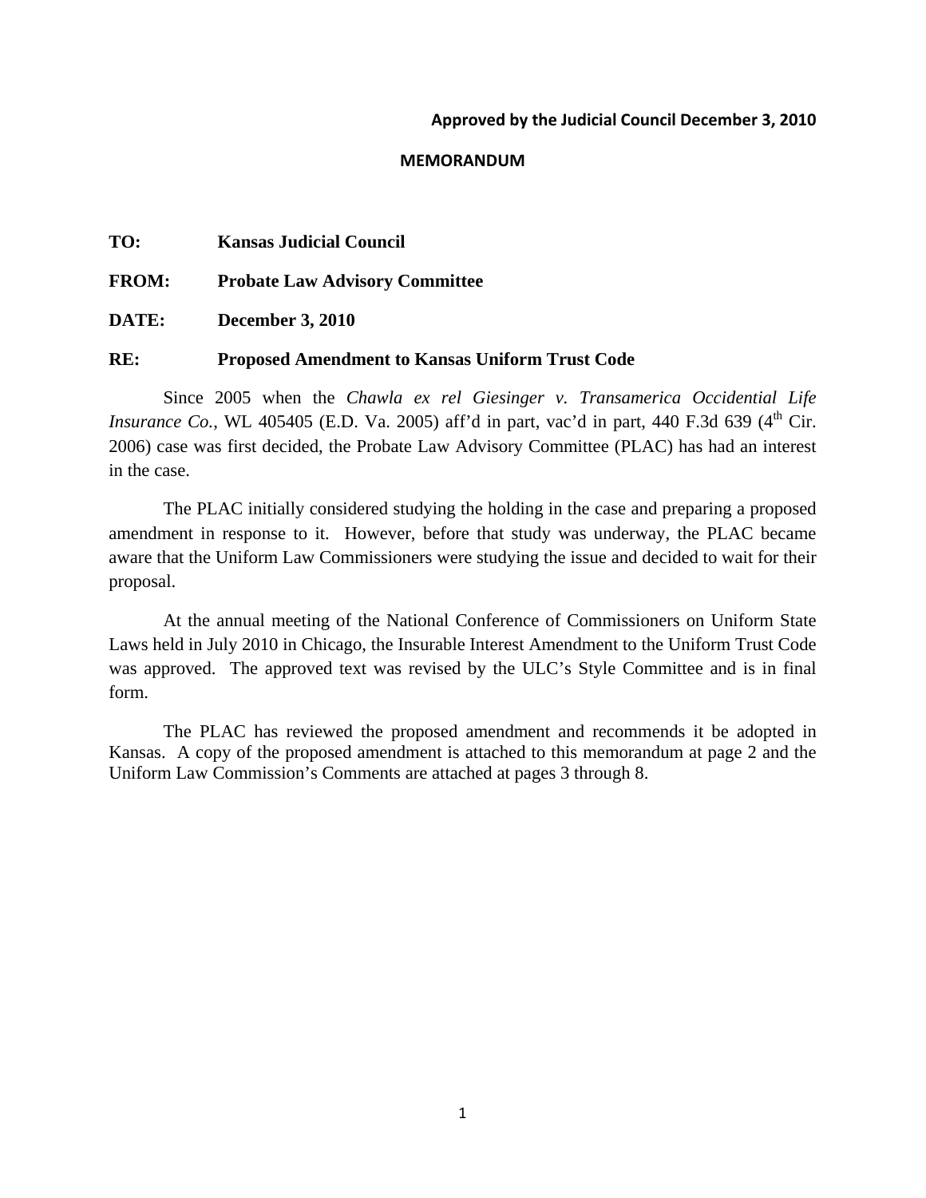**Approved by the Judicial Council December 3, 2010**

# MEMORANDUM

**TO:** **Kansas Judicial Council**

**FROM:** **Probate Law Advisory Committee**

**DATE:** **December 3, 2010**

**RE:** **Proposed Amendment to Kansas Uniform Trust Code**

Since 2005 when the *Chawla ex rel Giesinger v. Transamerica Occidental Life Insurance Co.*, WL 405405 (E.D. Va. 2005) aff'd in part, vac'd in part, 440 F.3d 639 (4th Cir. 2006) case was first decided, the Probate Law Advisory Committee (PLAC) has had an interest in the case.

The PLAC initially considered studying the holding in the case and preparing a proposed amendment in response to it. However, before that study was underway, the PLAC became aware that the Uniform Law Commissioners were studying the issue and decided to wait for their proposal.

At the annual meeting of the National Conference of Commissioners on Uniform State Laws held in July 2010 in Chicago, the Insurable Interest Amendment to the Uniform Trust Code was approved. The approved text was revised by the ULC's Style Committee and is in final form.

The PLAC has reviewed the proposed amendment and recommends it be adopted in Kansas. A copy of the proposed amendment is attached to this memorandum at page 2 and the Uniform Law Commission's Comments are attached at pages 3 through 8.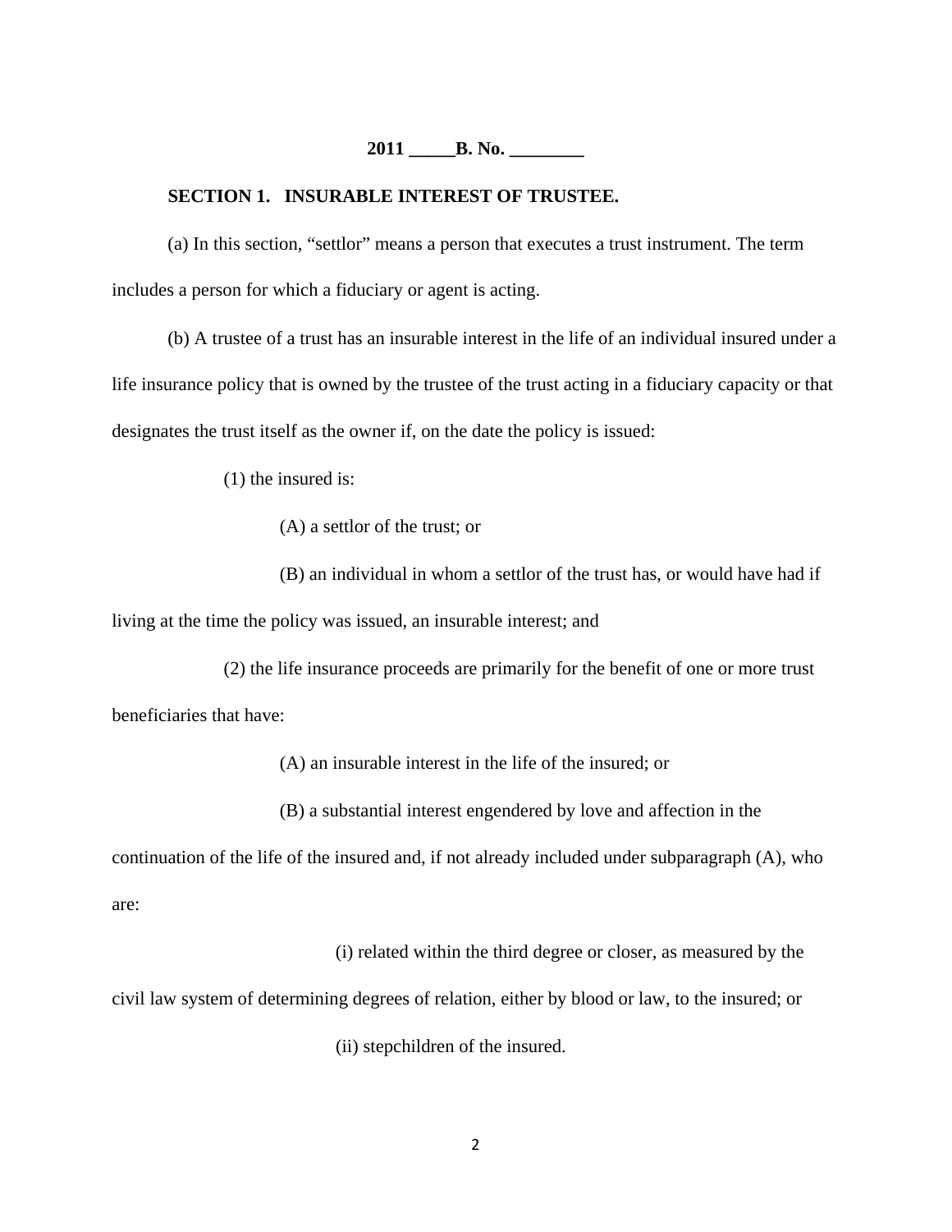**2011 _____B. No. ________**

**SECTION 1. INSURABLE INTEREST OF TRUSTEE.**

(a) In this section, "settlor" means a person that executes a trust instrument. The term includes a person for which a fiduciary or agent is acting.

(b) A trustee of a trust has an insurable interest in the life of an individual insured under a life insurance policy that is owned by the trustee of the trust acting in a fiduciary capacity or that designates the trust itself as the owner if, on the date the policy is issued:

(1) the insured is:

(A) a settlor of the trust; or

(B) an individual in whom a settlor of the trust has, or would have had if living at the time the policy was issued, an insurable interest; and

(2) the life insurance proceeds are primarily for the benefit of one or more trust beneficiaries that have:

(A) an insurable interest in the life of the insured; or

(B) a substantial interest engendered by love and affection in the continuation of the life of the insured and, if not already included under subparagraph (A), who are:

(i) related within the third degree or closer, as measured by the civil law system of determining degrees of relation, either by blood or law, to the insured; or

(ii) stepchildren of the insured.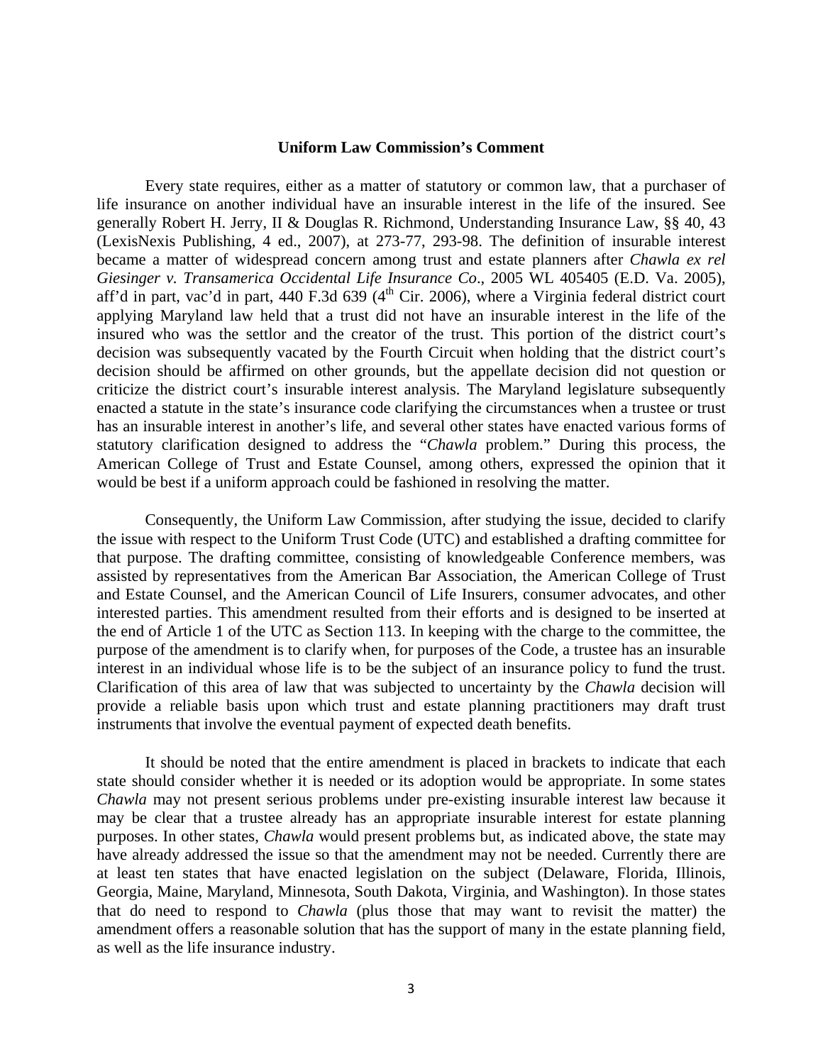### Uniform Law Commission's Comment

Every state requires, either as a matter of statutory or common law, that a purchaser of life insurance on another individual have an insurable interest in the life of the insured. See generally Robert H. Jerry, II & Douglas R. Richmond, Understanding Insurance Law, §§ 40, 43 (LexisNexis Publishing, 4 ed., 2007), at 273-77, 293-98. The definition of insurable interest became a matter of widespread concern among trust and estate planners after *Chawla ex rel Giesinger v. Transamerica Occidental Life Insurance Co*., 2005 WL 405405 (E.D. Va. 2005), aff'd in part, vac'd in part, 440 F.3d 639 (4th Cir. 2006), where a Virginia federal district court applying Maryland law held that a trust did not have an insurable interest in the life of the insured who was the settlor and the creator of the trust. This portion of the district court's decision was subsequently vacated by the Fourth Circuit when holding that the district court's decision should be affirmed on other grounds, but the appellate decision did not question or criticize the district court's insurable interest analysis. The Maryland legislature subsequently enacted a statute in the state's insurance code clarifying the circumstances when a trustee or trust has an insurable interest in another's life, and several other states have enacted various forms of statutory clarification designed to address the "*Chawla* problem." During this process, the American College of Trust and Estate Counsel, among others, expressed the opinion that it would be best if a uniform approach could be fashioned in resolving the matter.

Consequently, the Uniform Law Commission, after studying the issue, decided to clarify the issue with respect to the Uniform Trust Code (UTC) and established a drafting committee for that purpose. The drafting committee, consisting of knowledgeable Conference members, was assisted by representatives from the American Bar Association, the American College of Trust and Estate Counsel, and the American Council of Life Insurers, consumer advocates, and other interested parties. This amendment resulted from their efforts and is designed to be inserted at the end of Article 1 of the UTC as Section 113. In keeping with the charge to the committee, the purpose of the amendment is to clarify when, for purposes of the Code, a trustee has an insurable interest in an individual whose life is to be the subject of an insurance policy to fund the trust. Clarification of this area of law that was subjected to uncertainty by the *Chawla* decision will provide a reliable basis upon which trust and estate planning practitioners may draft trust instruments that involve the eventual payment of expected death benefits.

It should be noted that the entire amendment is placed in brackets to indicate that each state should consider whether it is needed or its adoption would be appropriate. In some states *Chawla* may not present serious problems under pre-existing insurable interest law because it may be clear that a trustee already has an appropriate insurable interest for estate planning purposes. In other states, *Chawla* would present problems but, as indicated above, the state may have already addressed the issue so that the amendment may not be needed. Currently there are at least ten states that have enacted legislation on the subject (Delaware, Florida, Illinois, Georgia, Maine, Maryland, Minnesota, South Dakota, Virginia, and Washington). In those states that do need to respond to *Chawla* (plus those that may want to revisit the matter) the amendment offers a reasonable solution that has the support of many in the estate planning field, as well as the life insurance industry.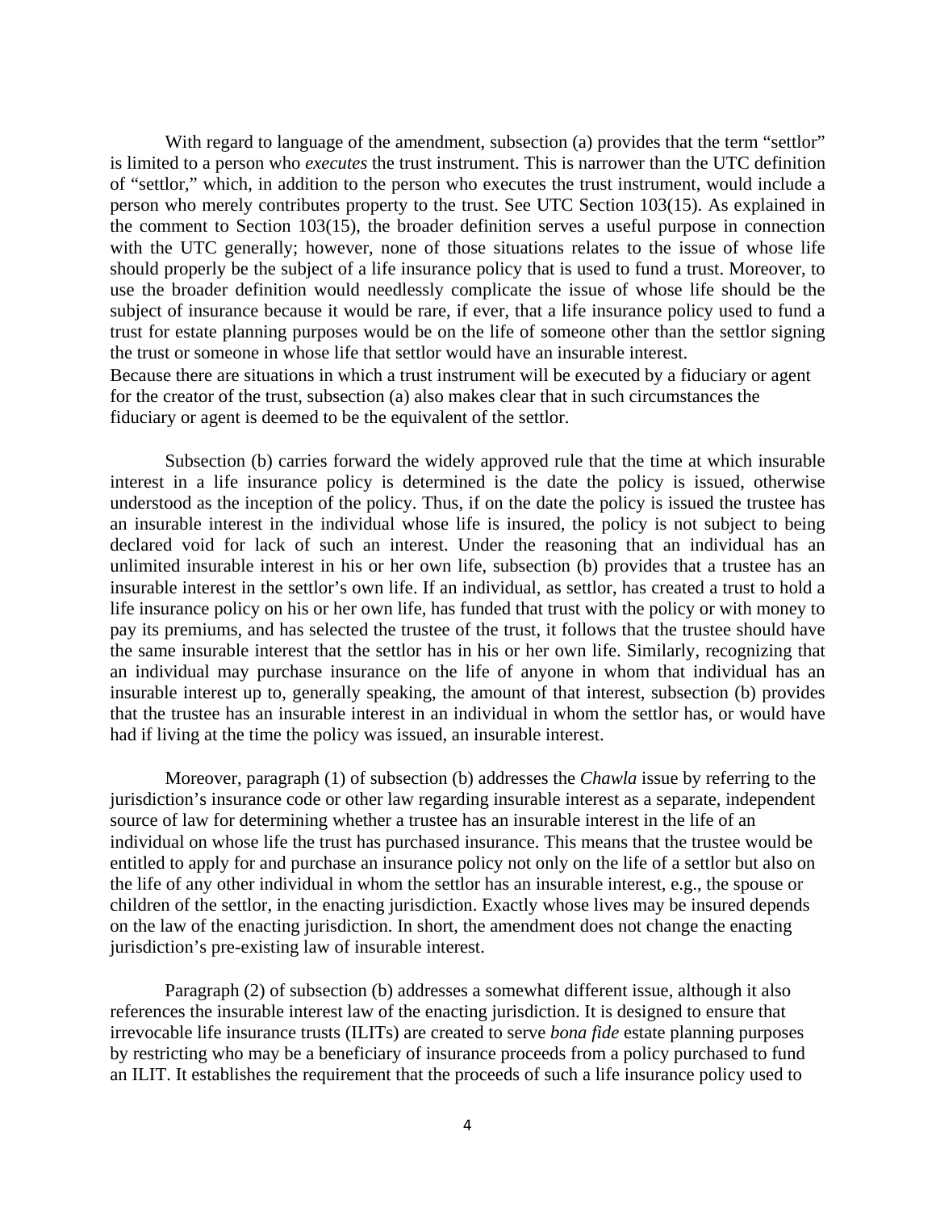With regard to language of the amendment, subsection (a) provides that the term "settlor" is limited to a person who *executes* the trust instrument. This is narrower than the UTC definition of "settlor," which, in addition to the person who executes the trust instrument, would include a person who merely contributes property to the trust. See UTC Section 103(15). As explained in the comment to Section 103(15), the broader definition serves a useful purpose in connection with the UTC generally; however, none of those situations relates to the issue of whose life should properly be the subject of a life insurance policy that is used to fund a trust. Moreover, to use the broader definition would needlessly complicate the issue of whose life should be the subject of insurance because it would be rare, if ever, that a life insurance policy used to fund a trust for estate planning purposes would be on the life of someone other than the settlor signing the trust or someone in whose life that settlor would have an insurable interest.

Because there are situations in which a trust instrument will be executed by a fiduciary or agent for the creator of the trust, subsection (a) also makes clear that in such circumstances the fiduciary or agent is deemed to be the equivalent of the settlor.

Subsection (b) carries forward the widely approved rule that the time at which insurable interest in a life insurance policy is determined is the date the policy is issued, otherwise understood as the inception of the policy. Thus, if on the date the policy is issued the trustee has an insurable interest in the individual whose life is insured, the policy is not subject to being declared void for lack of such an interest. Under the reasoning that an individual has an unlimited insurable interest in his or her own life, subsection (b) provides that a trustee has an insurable interest in the settlor's own life. If an individual, as settlor, has created a trust to hold a life insurance policy on his or her own life, has funded that trust with the policy or with money to pay its premiums, and has selected the trustee of the trust, it follows that the trustee should have the same insurable interest that the settlor has in his or her own life. Similarly, recognizing that an individual may purchase insurance on the life of anyone in whom that individual has an insurable interest up to, generally speaking, the amount of that interest, subsection (b) provides that the trustee has an insurable interest in an individual in whom the settlor has, or would have had if living at the time the policy was issued, an insurable interest.

Moreover, paragraph (1) of subsection (b) addresses the *Chawla* issue by referring to the jurisdiction's insurance code or other law regarding insurable interest as a separate, independent source of law for determining whether a trustee has an insurable interest in the life of an individual on whose life the trust has purchased insurance. This means that the trustee would be entitled to apply for and purchase an insurance policy not only on the life of a settlor but also on the life of any other individual in whom the settlor has an insurable interest, e.g., the spouse or children of the settlor, in the enacting jurisdiction. Exactly whose lives may be insured depends on the law of the enacting jurisdiction. In short, the amendment does not change the enacting jurisdiction's pre-existing law of insurable interest.

Paragraph (2) of subsection (b) addresses a somewhat different issue, although it also references the insurable interest law of the enacting jurisdiction. It is designed to ensure that irrevocable life insurance trusts (ILITs) are created to serve *bona fide* estate planning purposes by restricting who may be a beneficiary of insurance proceeds from a policy purchased to fund an ILIT. It establishes the requirement that the proceeds of such a life insurance policy used to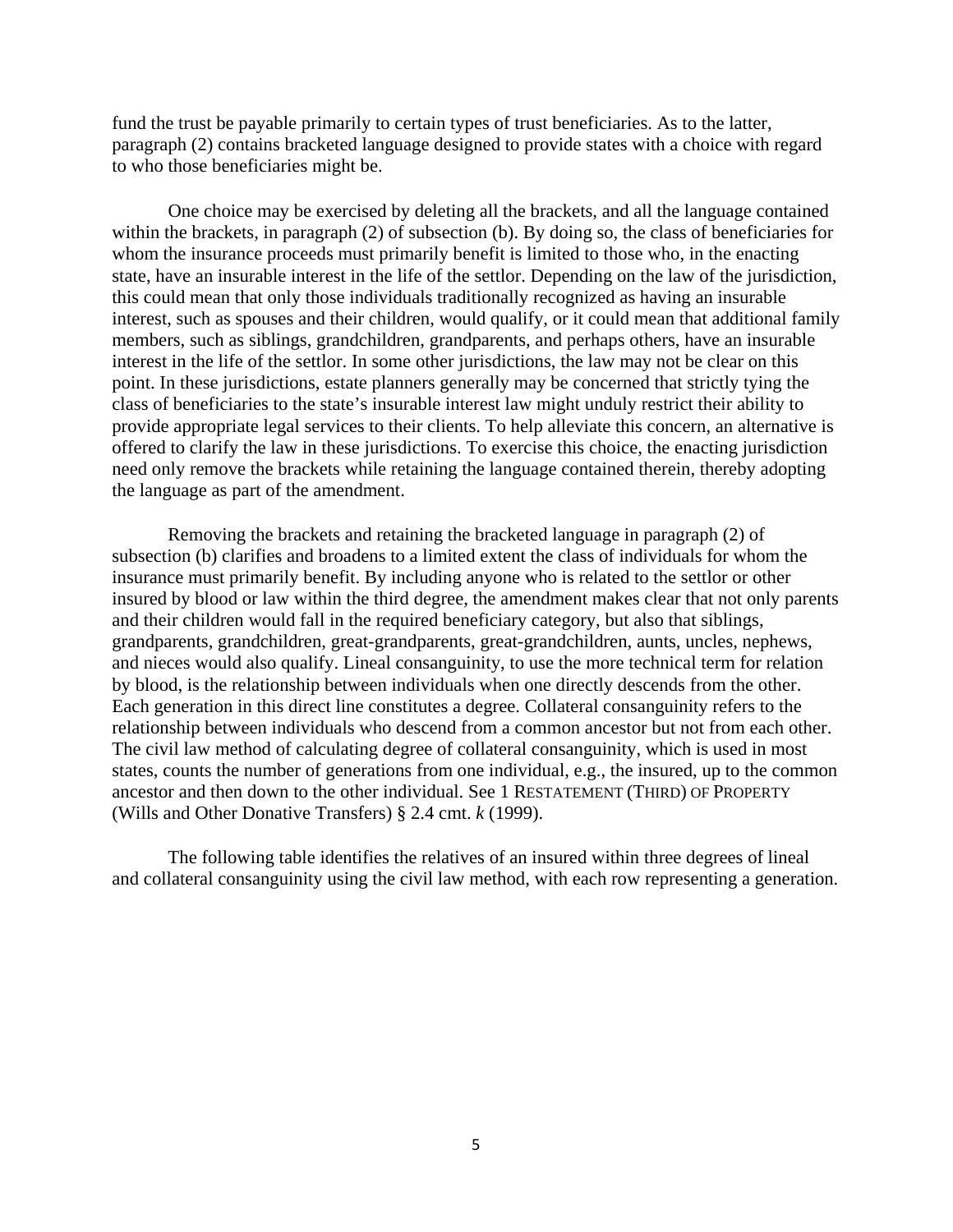fund the trust be payable primarily to certain types of trust beneficiaries. As to the latter, paragraph (2) contains bracketed language designed to provide states with a choice with regard to who those beneficiaries might be.

One choice may be exercised by deleting all the brackets, and all the language contained within the brackets, in paragraph (2) of subsection (b). By doing so, the class of beneficiaries for whom the insurance proceeds must primarily benefit is limited to those who, in the enacting state, have an insurable interest in the life of the settlor. Depending on the law of the jurisdiction, this could mean that only those individuals traditionally recognized as having an insurable interest, such as spouses and their children, would qualify, or it could mean that additional family members, such as siblings, grandchildren, grandparents, and perhaps others, have an insurable interest in the life of the settlor. In some other jurisdictions, the law may not be clear on this point. In these jurisdictions, estate planners generally may be concerned that strictly tying the class of beneficiaries to the state's insurable interest law might unduly restrict their ability to provide appropriate legal services to their clients. To help alleviate this concern, an alternative is offered to clarify the law in these jurisdictions. To exercise this choice, the enacting jurisdiction need only remove the brackets while retaining the language contained therein, thereby adopting the language as part of the amendment.

Removing the brackets and retaining the bracketed language in paragraph (2) of subsection (b) clarifies and broadens to a limited extent the class of individuals for whom the insurance must primarily benefit. By including anyone who is related to the settlor or other insured by blood or law within the third degree, the amendment makes clear that not only parents and their children would fall in the required beneficiary category, but also that siblings, grandparents, grandchildren, great-grandparents, great-grandchildren, aunts, uncles, nephews, and nieces would also qualify. Lineal consanguinity, to use the more technical term for relation by blood, is the relationship between individuals when one directly descends from the other. Each generation in this direct line constitutes a degree. Collateral consanguinity refers to the relationship between individuals who descend from a common ancestor but not from each other. The civil law method of calculating degree of collateral consanguinity, which is used in most states, counts the number of generations from one individual, e.g., the insured, up to the common ancestor and then down to the other individual. See 1 RESTATEMENT (THIRD) OF PROPERTY (Wills and Other Donative Transfers) § 2.4 cmt. *k* (1999).

The following table identifies the relatives of an insured within three degrees of lineal and collateral consanguinity using the civil law method, with each row representing a generation.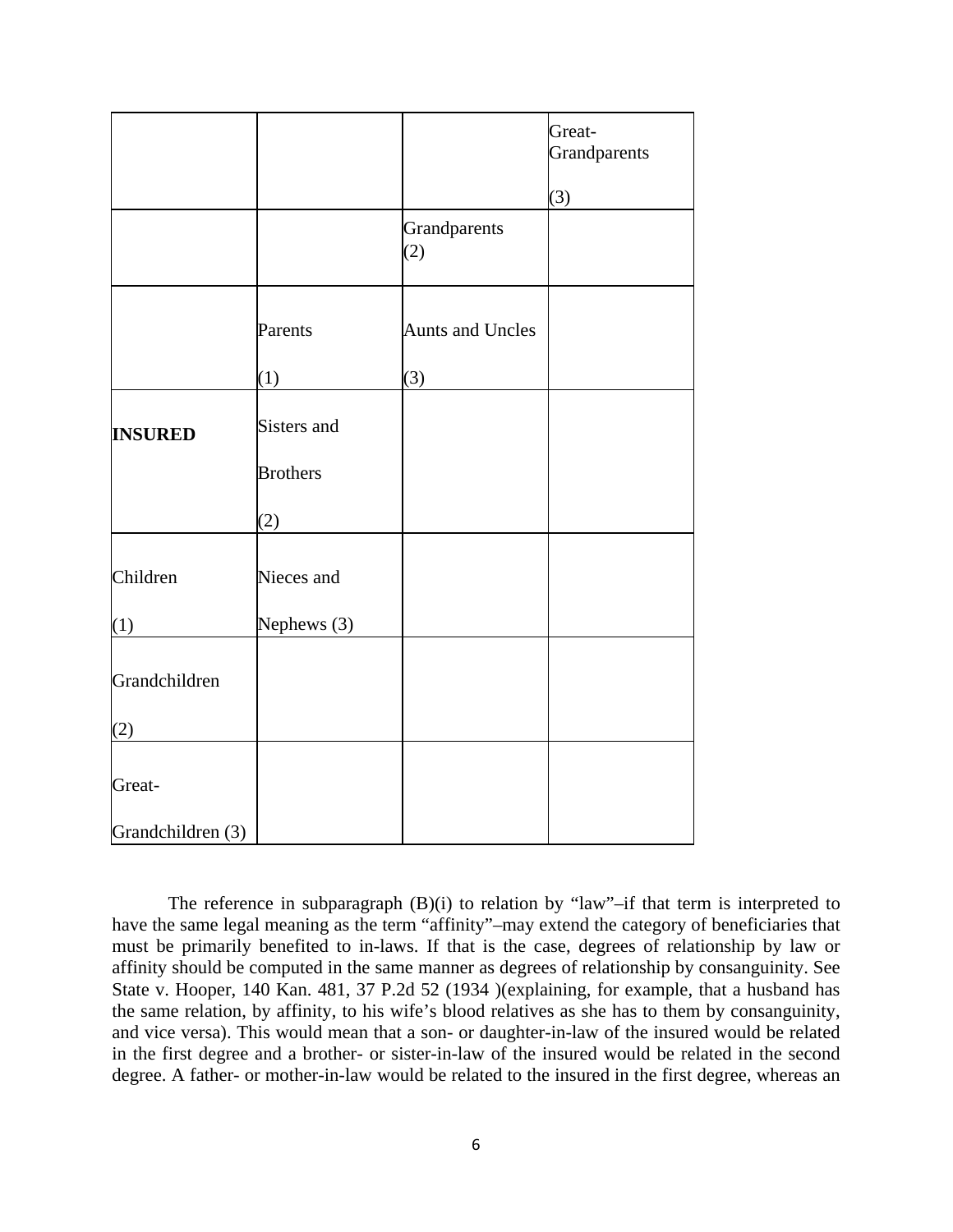| | | | Great-Grandparents (3) |
|---|---|---|---|
| | | Grandparents (2) | |
| | Parents (1) | Aunts and Uncles (3) | |
| **INSURED** | Sisters and Brothers (2) | | |
| Children (1) | Nieces and Nephews (3) | | |
| Grandchildren (2) | | | |
| Great-Grandchildren (3) | | | |

The reference in subparagraph (B)(i) to relation by "law"–if that term is interpreted to have the same legal meaning as the term "affinity"–may extend the category of beneficiaries that must be primarily benefited to in-laws. If that is the case, degrees of relationship by law or affinity should be computed in the same manner as degrees of relationship by consanguinity. See State v. Hooper, 140 Kan. 481, 37 P.2d 52 (1934 )(explaining, for example, that a husband has the same relation, by affinity, to his wife's blood relatives as she has to them by consanguinity, and vice versa). This would mean that a son- or daughter-in-law of the insured would be related in the first degree and a brother- or sister-in-law of the insured would be related in the second degree. A father- or mother-in-law would be related to the insured in the first degree, whereas an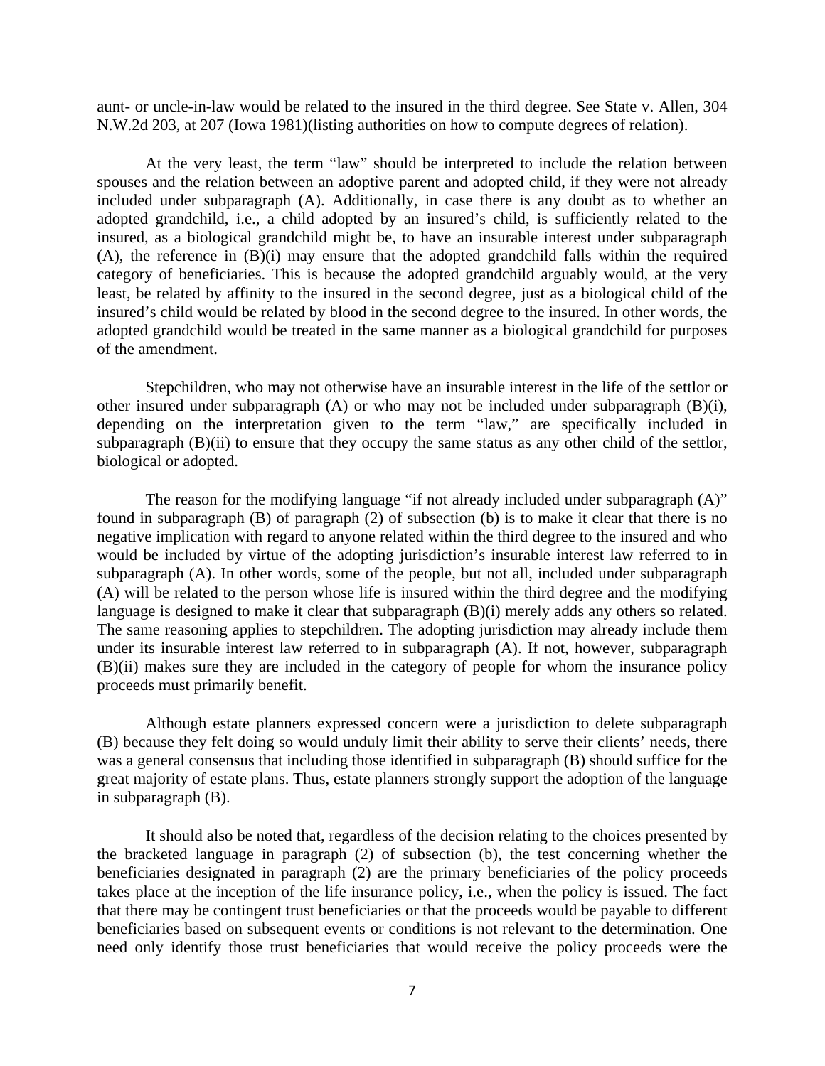aunt- or uncle-in-law would be related to the insured in the third degree. See State v. Allen, 304 N.W.2d 203, at 207 (Iowa 1981)(listing authorities on how to compute degrees of relation).

At the very least, the term "law" should be interpreted to include the relation between spouses and the relation between an adoptive parent and adopted child, if they were not already included under subparagraph (A). Additionally, in case there is any doubt as to whether an adopted grandchild, i.e., a child adopted by an insured's child, is sufficiently related to the insured, as a biological grandchild might be, to have an insurable interest under subparagraph (A), the reference in (B)(i) may ensure that the adopted grandchild falls within the required category of beneficiaries. This is because the adopted grandchild arguably would, at the very least, be related by affinity to the insured in the second degree, just as a biological child of the insured's child would be related by blood in the second degree to the insured. In other words, the adopted grandchild would be treated in the same manner as a biological grandchild for purposes of the amendment.

Stepchildren, who may not otherwise have an insurable interest in the life of the settlor or other insured under subparagraph (A) or who may not be included under subparagraph (B)(i), depending on the interpretation given to the term "law," are specifically included in subparagraph (B)(ii) to ensure that they occupy the same status as any other child of the settlor, biological or adopted.

The reason for the modifying language "if not already included under subparagraph (A)" found in subparagraph (B) of paragraph (2) of subsection (b) is to make it clear that there is no negative implication with regard to anyone related within the third degree to the insured and who would be included by virtue of the adopting jurisdiction's insurable interest law referred to in subparagraph (A). In other words, some of the people, but not all, included under subparagraph (A) will be related to the person whose life is insured within the third degree and the modifying language is designed to make it clear that subparagraph (B)(i) merely adds any others so related. The same reasoning applies to stepchildren. The adopting jurisdiction may already include them under its insurable interest law referred to in subparagraph (A). If not, however, subparagraph (B)(ii) makes sure they are included in the category of people for whom the insurance policy proceeds must primarily benefit.

Although estate planners expressed concern were a jurisdiction to delete subparagraph (B) because they felt doing so would unduly limit their ability to serve their clients' needs, there was a general consensus that including those identified in subparagraph (B) should suffice for the great majority of estate plans. Thus, estate planners strongly support the adoption of the language in subparagraph (B).

It should also be noted that, regardless of the decision relating to the choices presented by the bracketed language in paragraph (2) of subsection (b), the test concerning whether the beneficiaries designated in paragraph (2) are the primary beneficiaries of the policy proceeds takes place at the inception of the life insurance policy, i.e., when the policy is issued. The fact that there may be contingent trust beneficiaries or that the proceeds would be payable to different beneficiaries based on subsequent events or conditions is not relevant to the determination. One need only identify those trust beneficiaries that would receive the policy proceeds were the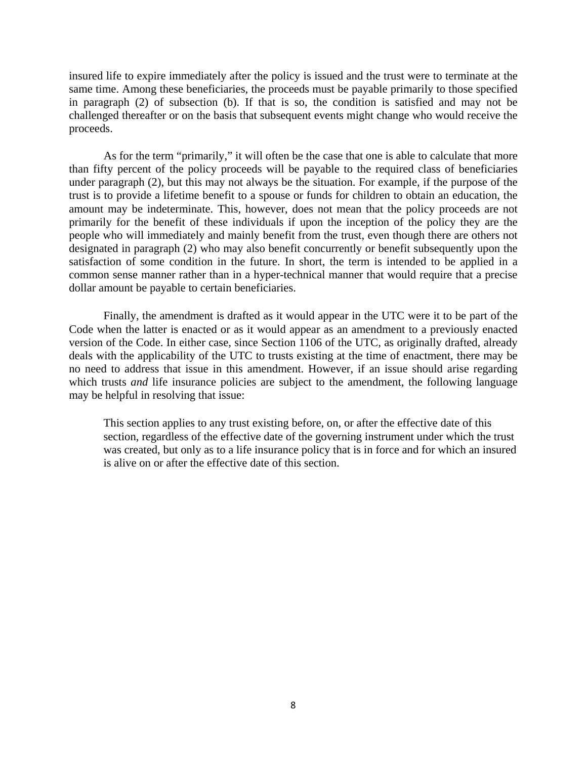insured life to expire immediately after the policy is issued and the trust were to terminate at the same time. Among these beneficiaries, the proceeds must be payable primarily to those specified in paragraph (2) of subsection (b). If that is so, the condition is satisfied and may not be challenged thereafter or on the basis that subsequent events might change who would receive the proceeds.

As for the term "primarily," it will often be the case that one is able to calculate that more than fifty percent of the policy proceeds will be payable to the required class of beneficiaries under paragraph (2), but this may not always be the situation. For example, if the purpose of the trust is to provide a lifetime benefit to a spouse or funds for children to obtain an education, the amount may be indeterminate. This, however, does not mean that the policy proceeds are not primarily for the benefit of these individuals if upon the inception of the policy they are the people who will immediately and mainly benefit from the trust, even though there are others not designated in paragraph (2) who may also benefit concurrently or benefit subsequently upon the satisfaction of some condition in the future. In short, the term is intended to be applied in a common sense manner rather than in a hyper-technical manner that would require that a precise dollar amount be payable to certain beneficiaries.

Finally, the amendment is drafted as it would appear in the UTC were it to be part of the Code when the latter is enacted or as it would appear as an amendment to a previously enacted version of the Code. In either case, since Section 1106 of the UTC, as originally drafted, already deals with the applicability of the UTC to trusts existing at the time of enactment, there may be no need to address that issue in this amendment. However, if an issue should arise regarding which trusts *and* life insurance policies are subject to the amendment, the following language may be helpful in resolving that issue:

> This section applies to any trust existing before, on, or after the effective date of this section, regardless of the effective date of the governing instrument under which the trust was created, but only as to a life insurance policy that is in force and for which an insured is alive on or after the effective date of this section.